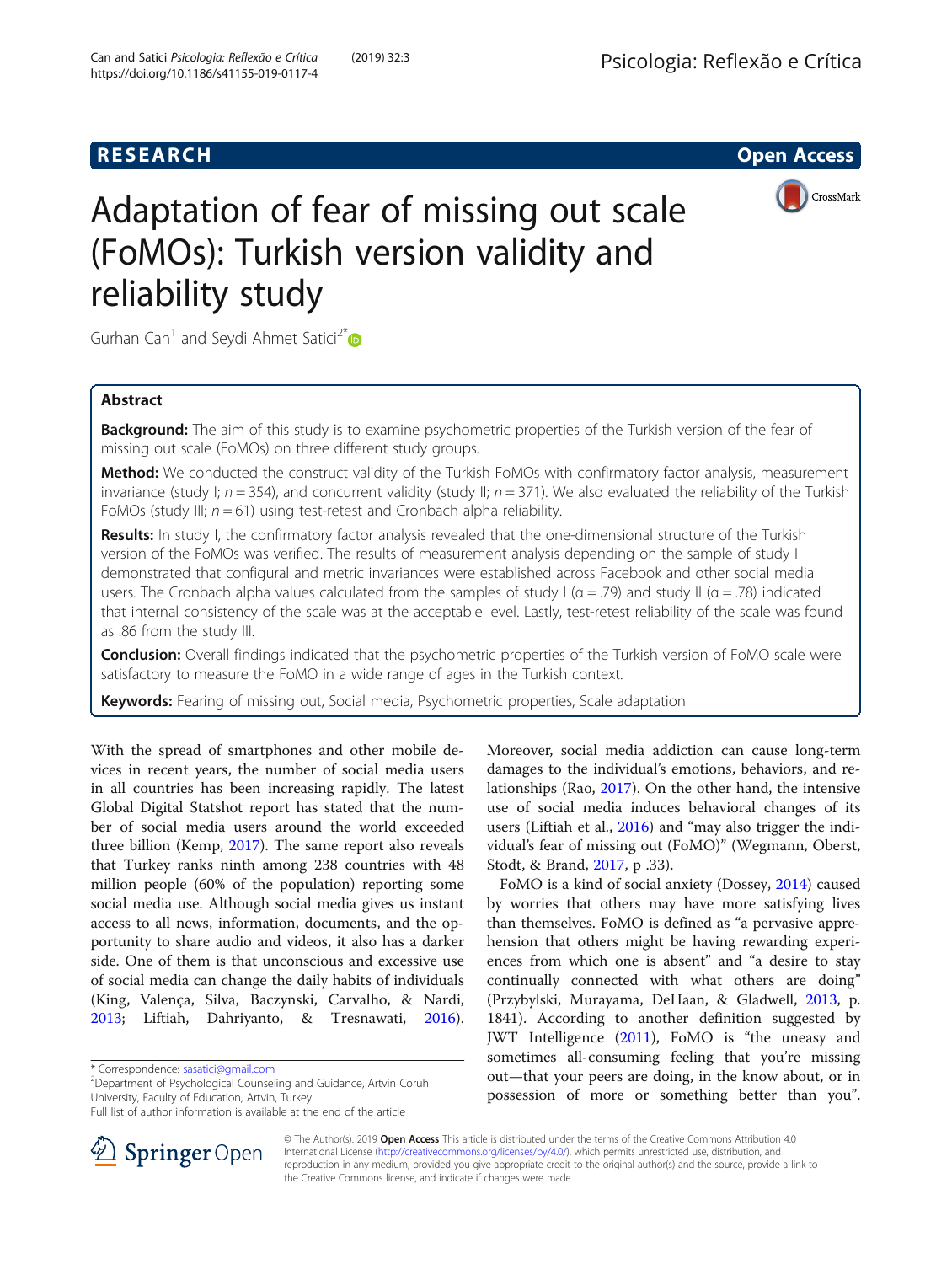**RESEARCH** **Open Access**

# Adaptation of fear of missing out scale (FoMOs): Turkish version validity and reliability study

Gurhan Can[1] and Seydi Ahmet Satici[2*]

## Abstract

**Background:** The aim of this study is to examine psychometric properties of the Turkish version of the fear of missing out scale (FoMOs) on three different study groups.

**Method:** We conducted the construct validity of the Turkish FoMOs with confirmatory factor analysis, measurement invariance (study I; $n = 354$), and concurrent validity (study II; $n = 371$). We also evaluated the reliability of the Turkish FoMOs (study III; $n = 61$) using test-retest and Cronbach alpha reliability.

**Results:** In study I, the confirmatory factor analysis revealed that the one-dimensional structure of the Turkish version of the FoMOs was verified. The results of measurement analysis depending on the sample of study I demonstrated that configural and metric invariances were established across Facebook and other social media users. The Cronbach alpha values calculated from the samples of study I ($\alpha = .79$) and study II ($\alpha = .78$) indicated that internal consistency of the scale was at the acceptable level. Lastly, test-retest reliability of the scale was found as .86 from the study III.

**Conclusion:** Overall findings indicated that the psychometric properties of the Turkish version of FoMO scale were satisfactory to measure the FoMO in a wide range of ages in the Turkish context.

**Keywords:** Fearing of missing out, Social media, Psychometric properties, Scale adaptation

With the spread of smartphones and other mobile devices in recent years, the number of social media users in all countries has been increasing rapidly. The latest Global Digital Statshot report has stated that the number of social media users around the world exceeded three billion (Kemp, 2017). The same report also reveals that Turkey ranks ninth among 238 countries with 48 million people (60% of the population) reporting some social media use. Although social media gives us instant access to all news, information, documents, and the opportunity to share audio and videos, it also has a darker side. One of them is that unconscious and excessive use of social media can change the daily habits of individuals (King, Valença, Silva, Baczynski, Carvalho, & Nardi, 2013; Liftiah, Dahriyanto, & Tresnawati, 2016). Moreover, social media addiction can cause long-term damages to the individual's emotions, behaviors, and relationships (Rao, 2017). On the other hand, the intensive use of social media induces behavioral changes of its users (Liftiah et al., 2016) and "may also trigger the individual's fear of missing out (FoMO)" (Wegmann, Oberst, Stodt, & Brand, 2017, p .33).

FoMO is a kind of social anxiety (Dossey, 2014) caused by worries that others may have more satisfying lives than themselves. FoMO is defined as "a pervasive apprehension that others might be having rewarding experiences from which one is absent" and "a desire to stay continually connected with what others are doing" (Przybylski, Murayama, DeHaan, & Gladwell, 2013, p. 1841). According to another definition suggested by JWT Intelligence (2011), FoMO is "the uneasy and sometimes all-consuming feeling that you're missing out—that your peers are doing, in the know about, or in possession of more or something better than you".

* Correspondence: sasatici@gmail.com
[2]Department of Psychological Counseling and Guidance, Artvin Coruh University, Faculty of Education, Artvin, Turkey
Full list of author information is available at the end of the article

© The Author(s). 2019 **Open Access** This article is distributed under the terms of the Creative Commons Attribution 4.0 International License (http://creativecommons.org/licenses/by/4.0/), which permits unrestricted use, distribution, and reproduction in any medium, provided you give appropriate credit to the original author(s) and the source, provide a link to the Creative Commons license, and indicate if changes were made.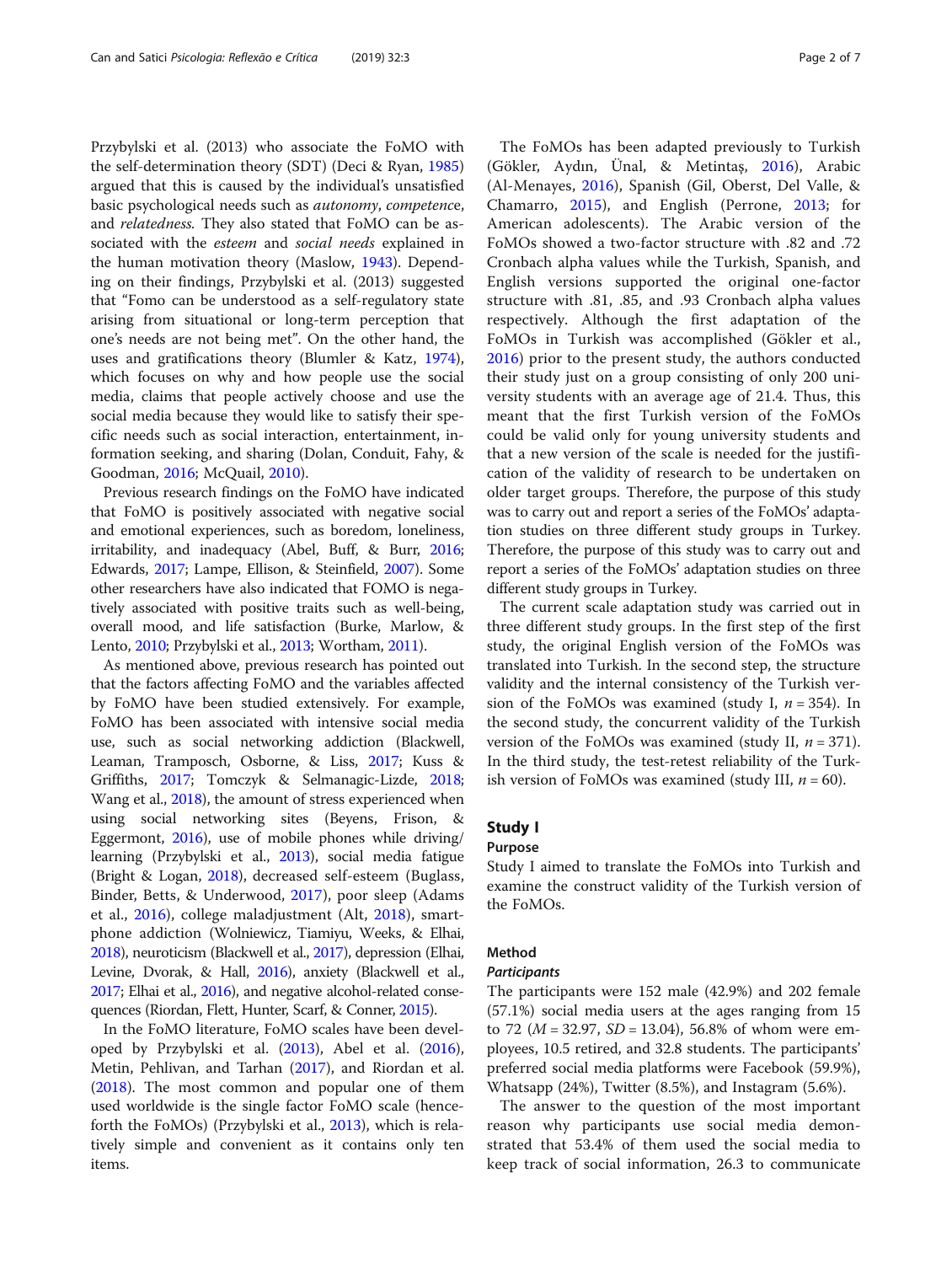Przybylski et al. (2013) who associate the FoMO with the self-determination theory (SDT) (Deci & Ryan, 1985) argued that this is caused by the individual's unsatisfied basic psychological needs such as *autonomy*, *competence*, and *relatedness.* They also stated that FoMO can be associated with the *esteem* and *social needs* explained in the human motivation theory (Maslow, 1943). Depending on their findings, Przybylski et al. (2013) suggested that "Fomo can be understood as a self-regulatory state arising from situational or long-term perception that one's needs are not being met". On the other hand, the uses and gratifications theory (Blumler & Katz, 1974), which focuses on why and how people use the social media, claims that people actively choose and use the social media because they would like to satisfy their specific needs such as social interaction, entertainment, information seeking, and sharing (Dolan, Conduit, Fahy, & Goodman, 2016; McQuail, 2010).

Previous research findings on the FoMO have indicated that FoMO is positively associated with negative social and emotional experiences, such as boredom, loneliness, irritability, and inadequacy (Abel, Buff, & Burr, 2016; Edwards, 2017; Lampe, Ellison, & Steinfield, 2007). Some other researchers have also indicated that FOMO is negatively associated with positive traits such as well-being, overall mood, and life satisfaction (Burke, Marlow, & Lento, 2010; Przybylski et al., 2013; Wortham, 2011).

As mentioned above, previous research has pointed out that the factors affecting FoMO and the variables affected by FoMO have been studied extensively. For example, FoMO has been associated with intensive social media use, such as social networking addiction (Blackwell, Leaman, Tramposch, Osborne, & Liss, 2017; Kuss & Griffiths, 2017; Tomczyk & Selmanagic-Lizde, 2018; Wang et al., 2018), the amount of stress experienced when using social networking sites (Beyens, Frison, & Eggermont, 2016), use of mobile phones while driving/learning (Przybylski et al., 2013), social media fatigue (Bright & Logan, 2018), decreased self-esteem (Buglass, Binder, Betts, & Underwood, 2017), poor sleep (Adams et al., 2016), college maladjustment (Alt, 2018), smartphone addiction (Wolniewicz, Tiamiyu, Weeks, & Elhai, 2018), neuroticism (Blackwell et al., 2017), depression (Elhai, Levine, Dvorak, & Hall, 2016), anxiety (Blackwell et al., 2017; Elhai et al., 2016), and negative alcohol-related consequences (Riordan, Flett, Hunter, Scarf, & Conner, 2015).

In the FoMO literature, FoMO scales have been developed by Przybylski et al. (2013), Abel et al. (2016), Metin, Pehlivan, and Tarhan (2017), and Riordan et al. (2018). The most common and popular one of them used worldwide is the single factor FoMO scale (henceforth the FoMOs) (Przybylski et al., 2013), which is relatively simple and convenient as it contains only ten items.

The FoMOs has been adapted previously to Turkish (Gökler, Aydın, Ünal, & Metintaş, 2016), Arabic (Al-Menayes, 2016), Spanish (Gil, Oberst, Del Valle, & Chamarro, 2015), and English (Perrone, 2013; for American adolescents). The Arabic version of the FoMOs showed a two-factor structure with .82 and .72 Cronbach alpha values while the Turkish, Spanish, and English versions supported the original one-factor structure with .81, .85, and .93 Cronbach alpha values respectively. Although the first adaptation of the FoMOs in Turkish was accomplished (Gökler et al., 2016) prior to the present study, the authors conducted their study just on a group consisting of only 200 university students with an average age of 21.4. Thus, this meant that the first Turkish version of the FoMOs could be valid only for young university students and that a new version of the scale is needed for the justification of the validity of research to be undertaken on older target groups. Therefore, the purpose of this study was to carry out and report a series of the FoMOs' adaptation studies on three different study groups in Turkey. Therefore, the purpose of this study was to carry out and report a series of the FoMOs' adaptation studies on three different study groups in Turkey.

The current scale adaptation study was carried out in three different study groups. In the first step of the first study, the original English version of the FoMOs was translated into Turkish. In the second step, the structure validity and the internal consistency of the Turkish version of the FoMOs was examined (study I, $n = 354$). In the second study, the concurrent validity of the Turkish version of the FoMOs was examined (study II, $n = 371$). In the third study, the test-retest reliability of the Turkish version of FoMOs was examined (study III, $n = 60$).

## Study I

### Purpose

Study I aimed to translate the FoMOs into Turkish and examine the construct validity of the Turkish version of the FoMOs.

### Method

#### *Participants*

The participants were 152 male (42.9%) and 202 female (57.1%) social media users at the ages ranging from 15 to 72 ($M = 32.97$, $SD = 13.04$), 56.8% of whom were employees, 10.5 retired, and 32.8 students. The participants' preferred social media platforms were Facebook (59.9%), Whatsapp (24%), Twitter (8.5%), and Instagram (5.6%).

The answer to the question of the most important reason why participants use social media demonstrated that 53.4% of them used the social media to keep track of social information, 26.3 to communicate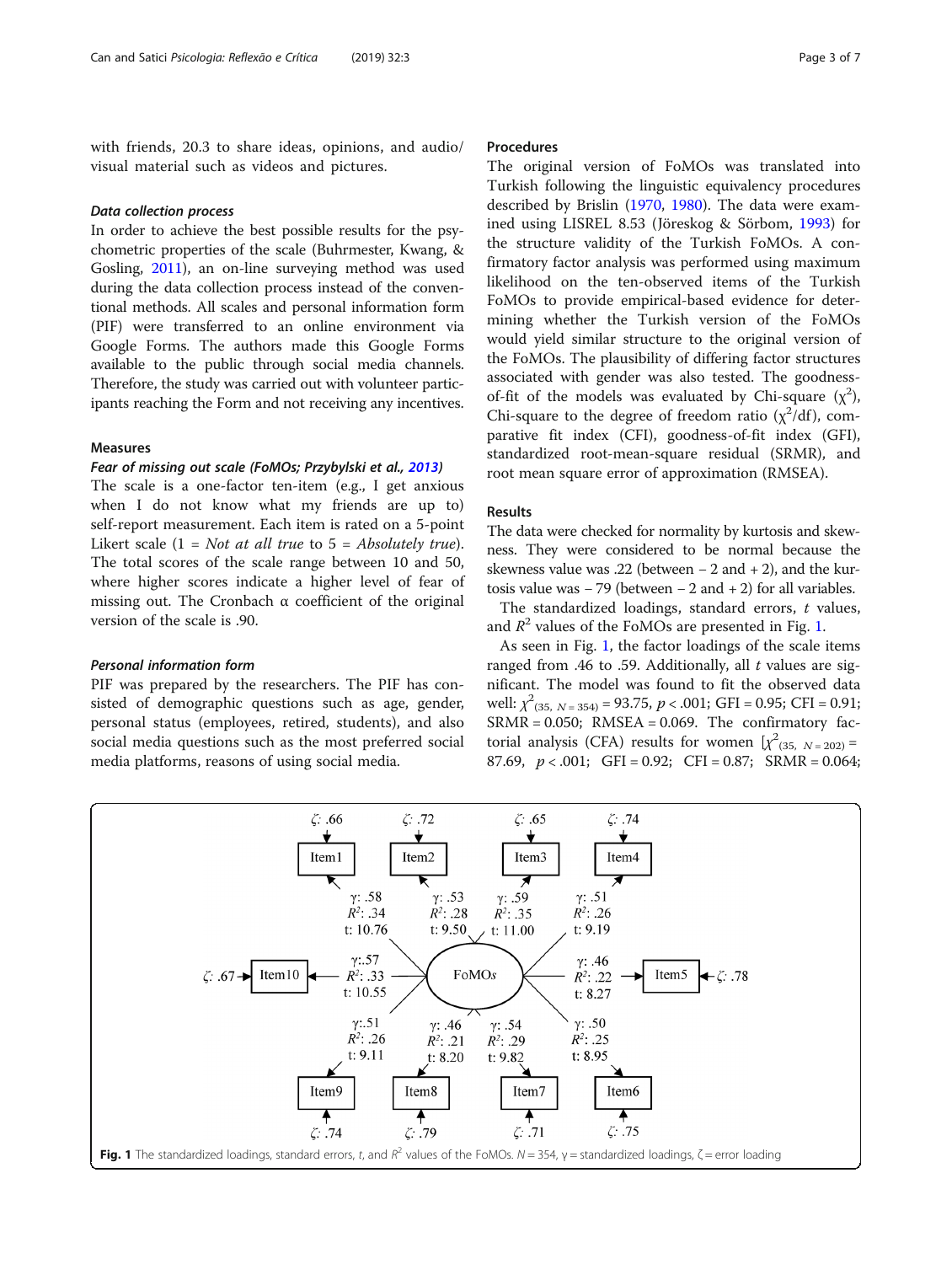with friends, 20.3 to share ideas, opinions, and audio/visual material such as videos and pictures.

### *Data collection process*

In order to achieve the best possible results for the psychometric properties of the scale (Buhrmester, Kwang, & Gosling, 2011), an on-line surveying method was used during the data collection process instead of the conventional methods. All scales and personal information form (PIF) were transferred to an online environment via Google Forms. The authors made this Google Forms available to the public through social media channels. Therefore, the study was carried out with volunteer participants reaching the Form and not receiving any incentives.

## Measures

### *Fear of missing out scale (FoMOs; Przybylski et al., 2013)*

The scale is a one-factor ten-item (e.g., I get anxious when I do not know what my friends are up to) self-report measurement. Each item is rated on a 5-point Likert scale (1 = *Not at all true* to 5 = *Absolutely true*). The total scores of the scale range between 10 and 50, where higher scores indicate a higher level of fear of missing out. The Cronbach α coefficient of the original version of the scale is .90.

### *Personal information form*

PIF was prepared by the researchers. The PIF has consisted of demographic questions such as age, gender, personal status (employees, retired, students), and also social media questions such as the most preferred social media platforms, reasons of using social media.

## Procedures

The original version of FoMOs was translated into Turkish following the linguistic equivalency procedures described by Brislin (1970, 1980). The data were examined using LISREL 8.53 (Jöreskog & Sörbom, 1993) for the structure validity of the Turkish FoMOs. A confirmatory factor analysis was performed using maximum likelihood on the ten-observed items of the Turkish FoMOs to provide empirical-based evidence for determining whether the Turkish version of the FoMOs would yield similar structure to the original version of the FoMOs. The plausibility of differing factor structures associated with gender was also tested. The goodness-of-fit of the models was evaluated by Chi-square ($\chi^2$), Chi-square to the degree of freedom ratio ($\chi^2$/df), comparative fit index (CFI), goodness-of-fit index (GFI), standardized root-mean-square residual (SRMR), and root mean square error of approximation (RMSEA).

## Results

The data were checked for normality by kurtosis and skewness. They were considered to be normal because the skewness value was .22 (between − 2 and + 2), and the kurtosis value was − 79 (between − 2 and + 2) for all variables.

The standardized loadings, standard errors, *t* values, and $R^2$ values of the FoMOs are presented in Fig. 1.

As seen in Fig. 1, the factor loadings of the scale items ranged from .46 to .59. Additionally, all *t* values are significant. The model was found to fit the observed data well: $\chi^2_{(35,\ N = 354)} = 93.75$, $p < .001$; GFI = 0.95; CFI = 0.91; SRMR = 0.050; RMSEA = 0.069. The confirmatory factorial analysis (CFA) results for women [$\chi^2_{(35,\ N = 202)} = 87.69$, $p < .001$; GFI = 0.92; CFI = 0.87; SRMR = 0.064;

**Fig. 1** The standardized loadings, standard errors, *t*, and $R^2$ values of the FoMOs. *N* = 354, γ = standardized loadings, ζ = error loading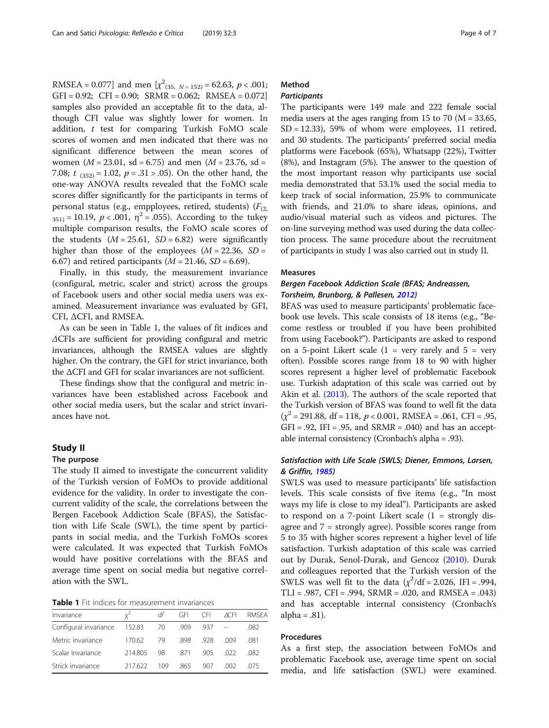RMSEA = 0.077] and men [$\chi^2_{(35,\ N = 152)} = 62.63$, $p < .001$; GFI = 0.92; CFI = 0.90; SRMR = 0.062; RMSEA = 0.072] samples also provided an acceptable fit to the data, although CFI value was slightly lower for women. In addition, $t$ test for comparing Turkish FoMO scale scores of women and men indicated that there was no significant difference between the mean scores of women ($M = 23.01$, sd = 6.75) and men ($M = 23.76$, sd = 7.08; $t_{(352)} = 1.02$, $p = .31 > .05$). On the other hand, the one-way ANOVA results revealed that the FoMO scale scores differ significantly for the participants in terms of personal status (e.g., empployees, retired, students) ($F_{(2,\ 351)} = 10.19$, $p < .001$, $\eta^2 = .055$). According to the tukey multiple comparison results, the FoMO scale scores of the students ($M = 25.61$, $SD = 6.82$) were significantly higher than those of the employees ($M = 22.36$, $SD = 6.67$) and retired participants ($M = 21.46$, $SD = 6.69$).

Finally, in this study, the measurement invariance (configural, metric, scaler and strict) across the groups of Facebook users and other social media users was examined. Measurement invariance was evaluated by GFI, CFI, ΔCFI, and RMSEA.

As can be seen in Table 1, the values of fit indices and ΔCFIs are sufficient for providing configural and metric invariances, although the RMSEA values are slightly higher. On the contrary, the GFI for strict invariance, both the ΔCFI and GFI for scalar invariances are not sufficient.

These findings show that the configural and metric invariances have been established across Facebook and other social media users, but the scalar and strict invariances have not.

## Study II

### The purpose

The study II aimed to investigate the concurrent validity of the Turkish version of FoMOs to provide additional evidence for the validity. In order to investigate the concurrent validity of the scale, the correlations between the Bergen Facebook Addiction Scale (BFAS), the Satisfaction with Life Scale (SWL), the time spent by participants in social media, and the Turkish FoMOs scores were calculated. It was expected that Turkish FoMOs would have positive correlations with the BFAS and average time spent on social media but negative correlation with the SWL.

**Table 1** Fit indices for measurement invariances

| Invariance | $\chi^2$ | *df* | GFI | CFI | ΔCFI | RMSEA |
|---|---|---|---|---|---|---|
| Configural invariance | 152.83 | 70 | .909 | .937 | – | .082 |
| Metric invariance | 170.62 | 79 | .898 | .928 | .009 | .081 |
| Scalar invariance | 214.805 | 98 | .871 | .905 | .022 | .082 |
| Strick invariance | 217.622 | 109 | .865 | .907 | .002 | .075 |

### Method

#### *Participants*

The participants were 149 male and 222 female social media users at the ages ranging from 15 to 70 ($M = 33.65$, $SD = 12.33$), 59% of whom were employees, 11 retired, and 30 students. The participants' preferred social media platforms were Facebook (65%), Whatsapp (22%), Twitter (8%), and Instagram (5%). The answer to the question of the most important reason why participants use social media demonstrated that 53.1% used the social media to keep track of social information, 25.9% to communicate with friends, and 21.0% to share ideas, opinions, and audio/visual material such as videos and pictures. The on-line surveying method was used during the data collection process. The same procedure about the recruitment of participants in study I was also carried out in study II.

### Measures

#### *Bergen Facebook Addiction Scale (BFAS; Andreassen, Torsheim, Brunborg, & Pallesen, 2012)*

BFAS was used to measure participants' problematic facebook use levels. This scale consists of 18 items (e.g., "Become restless or troubled if you have been prohibited from using Facebook?"). Participants are asked to respond on a 5-point Likert scale (1 = very rarely and 5 = very often). Possible scores range from 18 to 90 with higher scores represent a higher level of problematic Facebook use. Turkish adaptation of this scale was carried out by Akin et al. (2013). The authors of the scale reported that the Turkish version of BFAS was found to well fit the data ($\chi^2 = 291.88$, df = 118, $p < 0.001$, RMSEA = .061, CFI = .95, GFI = .92, IFI = .95, and SRMR = .040) and has an acceptable internal consistency (Cronbach's alpha = .93).

#### *Satisfaction with Life Scale (SWLS; Diener, Emmons, Larsen, & Griffin, 1985)*

SWLS was used to measure participants' life satisfaction levels. This scale consists of five items (e.g., "In most ways my life is close to my ideal"). Participants are asked to respond on a 7-point Likert scale (1 = strongly disagree and 7 = strongly agree). Possible scores range from 5 to 35 with higher scores represent a higher level of life satisfaction. Turkish adaptation of this scale was carried out by Durak, Senol-Durak, and Gencoz (2010). Durak and colleagues reported that the Turkish version of the SWLS was well fit to the data ($\chi^2/\text{df} = 2.026$, IFI = .994, TLI = .987, CFI = .994, SRMR = .020, and RMSEA = .043) and has acceptable internal consistency (Cronbach's alpha = .81).

### Procedures

As a first step, the association between FoMOs and problematic Facebook use, average time spent on social media, and life satisfaction (SWL) were examined.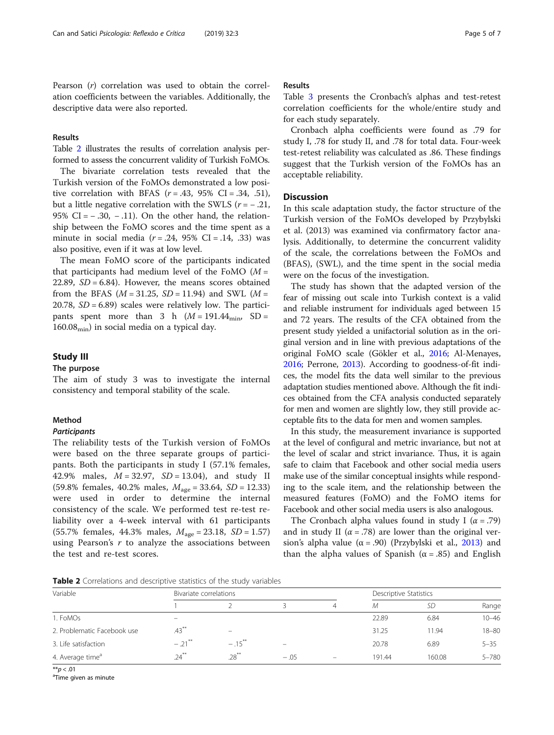Pearson ($r$) correlation was used to obtain the correlation coefficients between the variables. Additionally, the descriptive data were also reported.

### Results

Table 2 illustrates the results of correlation analysis performed to assess the concurrent validity of Turkish FoMOs.

The bivariate correlation tests revealed that the Turkish version of the FoMOs demonstrated a low positive correlation with BFAS ($r = .43$, 95% CI = .34, .51), but a little negative correlation with the SWLS ($r = -.21$, 95% CI = − .30, − .11). On the other hand, the relationship between the FoMO scores and the time spent as a minute in social media ($r = .24$, 95% CI = .14, .33) was also positive, even if it was at low level.

The mean FoMO score of the participants indicated that participants had medium level of the FoMO ($M = 22.89$, $SD = 6.84$). However, the means scores obtained from the BFAS ($M = 31.25$, $SD = 11.94$) and SWL ($M = 20.78$, $SD = 6.89$) scales were relatively low. The participants spent more than 3 h ($M = 191.44_{min}$, $SD = 160.08_{min}$) in social media on a typical day.

## Study III

### The purpose

The aim of study 3 was to investigate the internal consistency and temporal stability of the scale.

### Method

#### *Participants*

The reliability tests of the Turkish version of FoMOs were based on the three separate groups of participants. Both the participants in study I (57.1% females, 42.9% males, $M = 32.97$, $SD = 13.04$), and study II (59.8% females, 40.2% males, $M_{age} = 33.64$, $SD = 12.33$) were used in order to determine the internal consistency of the scale. We performed test re-test reliability over a 4-week interval with 61 participants (55.7% females, 44.3% males, $M_{age} = 23.18$, $SD = 1.57$) using Pearson's $r$ to analyze the associations between the test and re-test scores.

### Results

Table 3 presents the Cronbach's alphas and test-retest correlation coefficients for the whole/entire study and for each study separately.

Cronbach alpha coefficients were found as .79 for study I, .78 for study II, and .78 for total data. Four-week test-retest reliability was calculated as .86. These findings suggest that the Turkish version of the FoMOs has an acceptable reliability.

## Discussion

In this scale adaptation study, the factor structure of the Turkish version of the FoMOs developed by Przybylski et al. (2013) was examined via confirmatory factor analysis. Additionally, to determine the concurrent validity of the scale, the correlations between the FoMOs and (BFAS), (SWL), and the time spent in the social media were on the focus of the investigation.

The study has shown that the adapted version of the fear of missing out scale into Turkish context is a valid and reliable instrument for individuals aged between 15 and 72 years. The results of the CFA obtained from the present study yielded a unifactorial solution as in the original version and in line with previous adaptations of the original FoMO scale (Gökler et al., 2016; Al-Menayes, 2016; Perrone, 2013). According to goodness-of-fit indices, the model fits the data well similar to the previous adaptation studies mentioned above. Although the fit indices obtained from the CFA analysis conducted separately for men and women are slightly low, they still provide acceptable fits to the data for men and women samples.

In this study, the measurement invariance is supported at the level of configural and metric invariance, but not at the level of scalar and strict invariance. Thus, it is again safe to claim that Facebook and other social media users make use of the similar conceptual insights while responding to the scale item, and the relationship between the measured features (FoMO) and the FoMO items for Facebook and other social media users is also analogous.

The Cronbach alpha values found in study I ($\alpha = .79$) and in study II ($\alpha = .78$) are lower than the original version's alpha value ($\alpha = .90$) (Przybylski et al., 2013) and than the alpha values of Spanish ($\alpha = .85$) and English

**Table 2** Correlations and descriptive statistics of the study variables

| Variable | Bivariate correlations | | | | Descriptive Statistics | | |
|---|---|---|---|---|---|---|---|
| | 1 | 2 | 3 | 4 | $M$ | $SD$ | Range |
| 1. FoMOs | – | | | | 22.89 | 6.84 | 10–46 |
| 2. Problematic Facebook use | .43** | – | | | 31.25 | 11.94 | 18–80 |
| 3. Life satisfaction | − .21** | − .15** | – | | 20.78 | 6.89 | 5–35 |
| 4. Average time[a] | .24** | .28** | − .05 | – | 191.44 | 160.08 | 5–780 |

**$p < .01$

[a]Time given as minute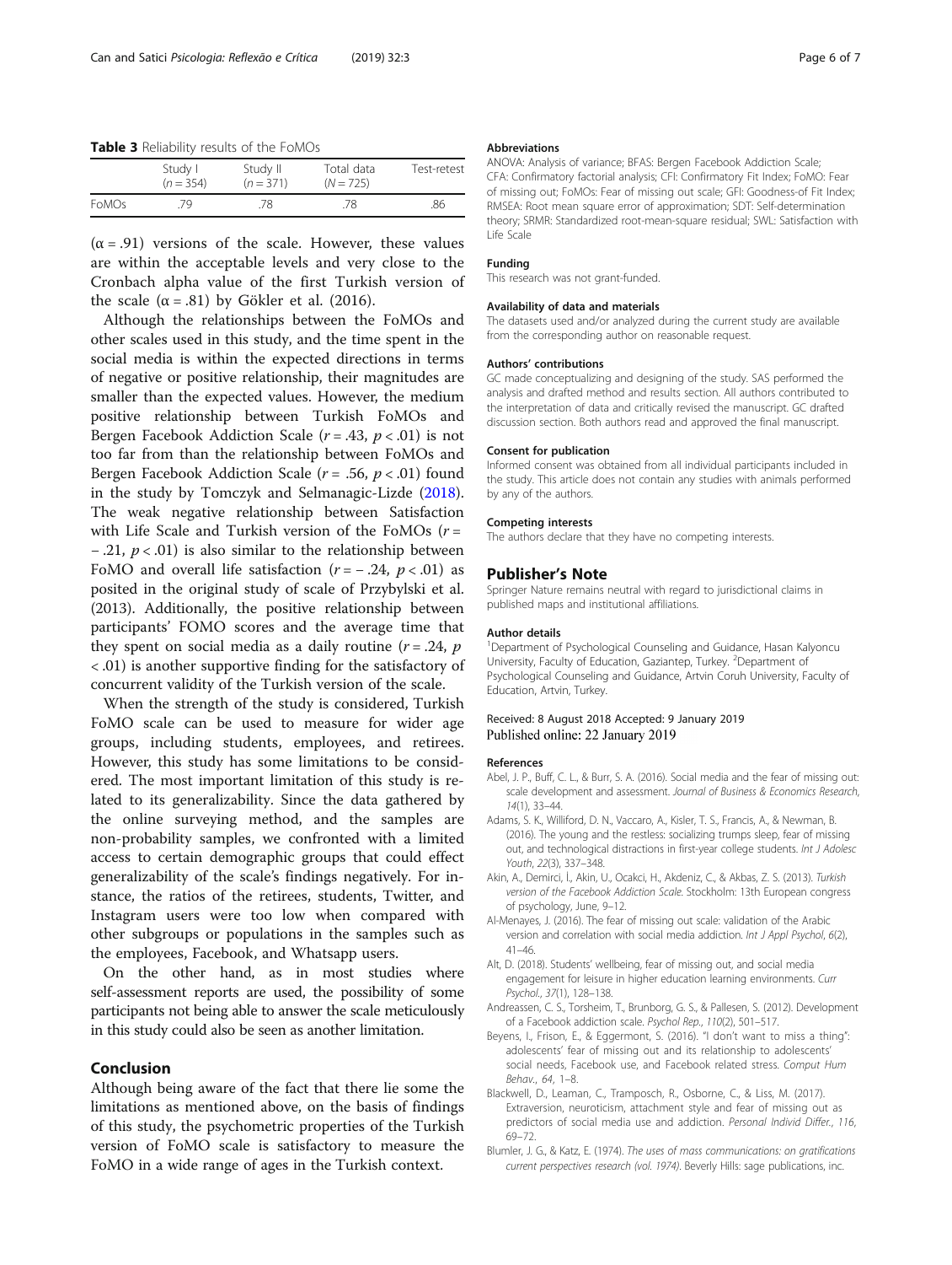**Table 3** Reliability results of the FoMOs

| | Study I ($n$ = 354) | Study II ($n$ = 371) | Total data ($N$ = 725) | Test-retest |
|---|---|---|---|---|
| FoMOs | .79 | .78 | .78 | .86 |

($\alpha$ = .91) versions of the scale. However, these values are within the acceptable levels and very close to the Cronbach alpha value of the first Turkish version of the scale ($\alpha$ = .81) by Gökler et al. (2016).

Although the relationships between the FoMOs and other scales used in this study, and the time spent in the social media is within the expected directions in terms of negative or positive relationship, their magnitudes are smaller than the expected values. However, the medium positive relationship between Turkish FoMOs and Bergen Facebook Addiction Scale ($r$ = .43, $p < .01$) is not too far from than the relationship between FoMOs and Bergen Facebook Addiction Scale ($r$ = .56, $p < .01$) found in the study by Tomczyk and Selmanagic-Lizde (2018). The weak negative relationship between Satisfaction with Life Scale and Turkish version of the FoMOs ($r$ = − .21, $p < .01$) is also similar to the relationship between FoMO and overall life satisfaction ($r$ = − .24, $p < .01$) as posited in the original study of scale of Przybylski et al. (2013). Additionally, the positive relationship between participants' FOMO scores and the average time that they spent on social media as a daily routine ($r$ = .24, $p < .01$) is another supportive finding for the satisfactory of concurrent validity of the Turkish version of the scale.

When the strength of the study is considered, Turkish FoMO scale can be used to measure for wider age groups, including students, employees, and retirees. However, this study has some limitations to be considered. The most important limitation of this study is related to its generalizability. Since the data gathered by the online surveying method, and the samples are non-probability samples, we confronted with a limited access to certain demographic groups that could effect generalizability of the scale's findings negatively. For instance, the ratios of the retirees, students, Twitter, and Instagram users were too low when compared with other subgroups or populations in the samples such as the employees, Facebook, and Whatsapp users.

On the other hand, as in most studies where self-assessment reports are used, the possibility of some participants not being able to answer the scale meticulously in this study could also be seen as another limitation.

## Conclusion

Although being aware of the fact that there lie some the limitations as mentioned above, on the basis of findings of this study, the psychometric properties of the Turkish version of FoMO scale is satisfactory to measure the FoMO in a wide range of ages in the Turkish context.

#### Abbreviations

ANOVA: Analysis of variance; BFAS: Bergen Facebook Addiction Scale; CFA: Confirmatory factorial analysis; CFI: Confirmatory Fit Index; FoMO: Fear of missing out scale; FoMOs: Fear of missing out; GFI: Goodness-of Fit Index; RMSEA: Root mean square error of approximation; SDT: Self-determination theory; SRMR: Standardized root-mean-square residual; SWL: Satisfaction with Life Scale

#### Funding

This research was not grant-funded.

#### Availability of data and materials

The datasets used and/or analyzed during the current study are available from the corresponding author on reasonable request.

#### Authors' contributions

GC made conceptualizing and designing of the study. SAS performed the analysis and drafted method and results section. All authors contributed to the interpretation of data and critically revised the manuscript. GC drafted discussion section. Both authors read and approved the final manuscript.

#### Consent for publication

Informed consent was obtained from all individual participants included in the study. This article does not contain any studies with animals performed by any of the authors.

#### Competing interests

The authors declare that they have no competing interests.

## Publisher's Note

Springer Nature remains neutral with regard to jurisdictional claims in published maps and institutional affiliations.

#### Author details

[1]Department of Psychological Counseling and Guidance, Hasan Kalyoncu University, Faculty of Education, Gaziantep, Turkey. [2]Department of Psychological Counseling and Guidance, Artvin Coruh University, Faculty of Education, Artvin, Turkey.

Received: 8 August 2018 Accepted: 9 January 2019
Published online: 22 January 2019

#### References

- Abel, J. P., Buff, C. L., & Burr, S. A. (2016). Social media and the fear of missing out: scale development and assessment. *Journal of Business & Economics Research, 14*(1), 33–44.
- Adams, S. K., Williford, D. N., Vaccaro, A., Kisler, T. S., Francis, A., & Newman, B. (2016). The young and the restless: socializing trumps sleep, fear of missing out, and technological distractions in first-year college students. *Int J Adolesc Youth, 22*(3), 337–348.
- Akin, A., Demirci, İ., Akin, U., Ocakci, H., Akdeniz, C., & Akbas, Z. S. (2013). *Turkish version of the Facebook Addiction Scale*. Stockholm: 13th European congress of psychology, June, 9–12.
- Al-Menayes, J. (2016). The fear of missing out scale: validation of the Arabic version and correlation with social media addiction. *Int J Appl Psychol, 6*(2), 41–46.
- Alt, D. (2018). Students' wellbeing, fear of missing out, and social media engagement for leisure in higher education learning environments. *Curr Psychol., 37*(1), 128–138.
- Andreassen, C. S., Torsheim, T., Brunborg, G. S., & Pallesen, S. (2012). Development of a Facebook addiction scale. *Psychol Rep., 110*(2), 501–517.
- Beyens, I., Frison, E., & Eggermont, S. (2016). "I don't want to miss a thing": adolescents' fear of missing out and its relationship to adolescents' social needs, Facebook use, and Facebook related stress. *Comput Hum Behav., 64*, 1–8.
- Blackwell, D., Leaman, C., Tramposch, R., Osborne, C., & Liss, M. (2017). Extraversion, neuroticism, attachment style and fear of missing out as predictors of social media use and addiction. *Personal Individ Differ., 116*, 69–72.
- Blumler, J. G., & Katz, E. (1974). *The uses of mass communications: on gratifications current perspectives research (vol. 1974)*. Beverly Hills: sage publications, inc.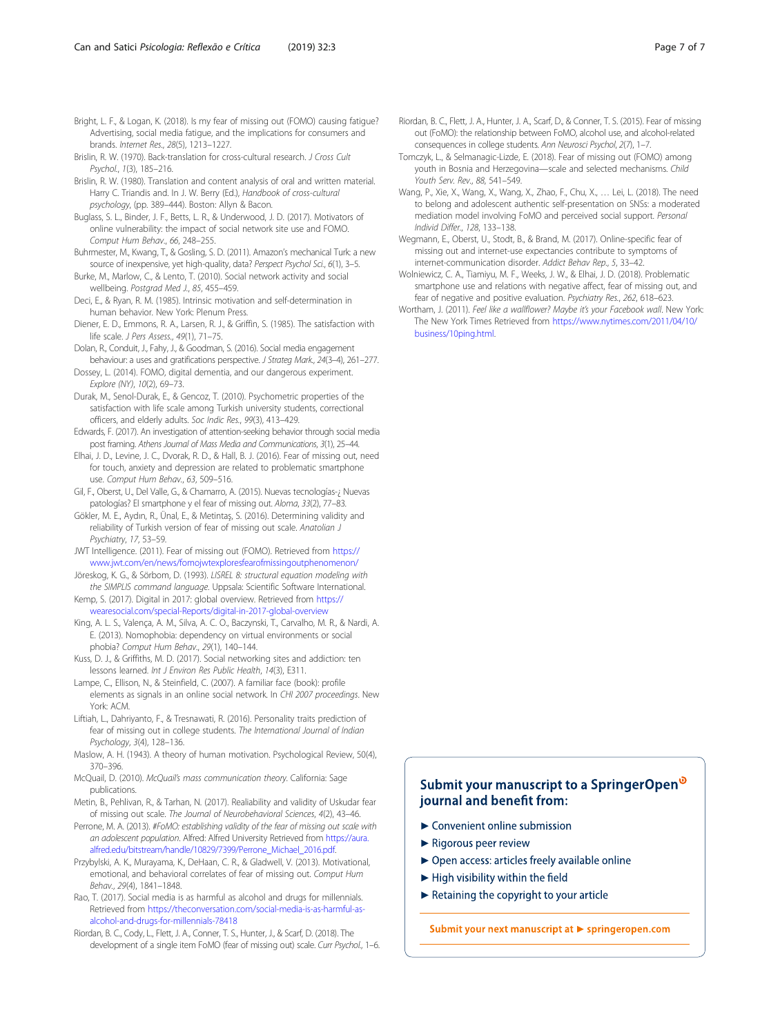Bright, L. F., & Logan, K. (2018). Is my fear of missing out (FOMO) causing fatigue? Advertising, social media fatigue, and the implications for consumers and brands. *Internet Res.*, *28*(5), 1213–1227.

Brislin, R. W. (1970). Back-translation for cross-cultural research. *J Cross Cult Psychol.*, *1*(3), 185–216.

Brislin, R. W. (1980). Translation and content analysis of oral and written material. Harry C. Triandis and. In J. W. Berry (Ed.), *Handbook of cross-cultural psychology*, (pp. 389–444). Boston: Allyn & Bacon.

Buglass, S. L., Binder, J. F., Betts, L. R., & Underwood, J. D. (2017). Motivators of online vulnerability: the impact of social network site use and FOMO. *Comput Hum Behav.*, *66*, 248–255.

Buhrmester, M., Kwang, T., & Gosling, S. D. (2011). Amazon's mechanical Turk: a new source of inexpensive, yet high-quality, data? *Perspect Psychol Sci.*, *6*(1), 3–5.

Burke, M., Marlow, C., & Lento, T. (2010). Social network activity and social wellbeing. *Postgrad Med J.*, *85*, 455–459.

Deci, E., & Ryan, R. M. (1985). Intrinsic motivation and self-determination in human behavior. New York: Plenum Press.

Diener, E. D., Emmons, R. A., Larsen, R. J., & Griffin, S. (1985). The satisfaction with life scale. *J Pers Assess.*, *49*(1), 71–75.

Dolan, R., Conduit, J., Fahy, J., & Goodman, S. (2016). Social media engagement behaviour: a uses and gratifications perspective. *J Strateg Mark.*, *24*(3–4), 261–277.

Dossey, L. (2014). FOMO, digital dementia, and our dangerous experiment. *Explore (NY)*, *10*(2), 69–73.

Durak, M., Senol-Durak, E., & Gencoz, T. (2010). Psychometric properties of the satisfaction with life scale among Turkish university students, correctional officers, and elderly adults. *Soc Indic Res.*, *99*(3), 413–429.

Edwards, F. (2017). An investigation of attention-seeking behavior through social media post framing. *Athens Journal of Mass Media and Communications*, *3*(1), 25–44.

Elhai, J. D., Levine, J. C., Dvorak, R. D., & Hall, B. J. (2016). Fear of missing out, need for touch, anxiety and depression are related to problematic smartphone use. *Comput Hum Behav.*, *63*, 509–516.

Gil, F., Oberst, U., Del Valle, G., & Chamarro, A. (2015). Nuevas tecnologías-¿ Nuevas patologías? El smartphone y el fear of missing out. *Aloma*, *33*(2), 77–83.

Gökler, M. E., Aydın, R., Ünal, E., & Metintaş, S. (2016). Determining validity and reliability of Turkish version of fear of missing out scale. *Anatolian J Psychiatry*, *17*, 53–59.

JWT Intelligence. (2011). Fear of missing out (FOMO). Retrieved from https://www.jwt.com/en/news/fomojwtexploresfearofmissingoutphenomenon/

Jöreskog, K. G., & Sörbom, D. (1993). *LISREL 8: structural equation modeling with the SIMPLIS command language*. Uppsala: Scientific Software International.

Kemp, S. (2017). Digital in 2017: global overview. Retrieved from https://wearesocial.com/special-Reports/digital-in-2017-global-overview

King, A. L. S., Valença, A. M., Silva, A. C. O., Baczynski, T., Carvalho, M. R., & Nardi, A. E. (2013). Nomophobia: dependency on virtual environments or social phobia? *Comput Hum Behav.*, *29*(1), 140–144.

Kuss, D. J., & Griffiths, M. D. (2017). Social networking sites and addiction: ten lessons learned. *Int J Environ Res Public Health*, *14*(3), E311.

Lampe, C., Ellison, N., & Steinfield, C. (2007). A familiar face (book): profile elements as signals in an online social network. In *CHI 2007 proceedings*. New York: ACM.

Liftiah, L., Dahriyanto, F., & Tresnawati, R. (2016). Personality traits prediction of fear of missing out in college students. *The International Journal of Indian Psychology*, *3*(4), 128–136.

Maslow, A. H. (1943). A theory of human motivation. Psychological Review, 50(4), 370–396.

McQuail, D. (2010). *McQuail's mass communication theory*. California: Sage publications.

Metin, B., Pehlivan, R., & Tarhan, N. (2017). Realiability and validity of Uskudar fear of missing out scale. *The Journal of Neurobehavioral Sciences*, *4*(2), 43–46.

Perrone, M. A. (2013). *#FoMO: establishing validity of the fear of missing out scale with an adolescent population*. Alfred: Alfred University Retrieved from https://aura.alfred.edu/bitstream/handle/10829/7399/Perrone_Michael_2016.pdf.

Przybylski, A. K., Murayama, K., DeHaan, C. R., & Gladwell, V. (2013). Motivational, emotional, and behavioral correlates of fear of missing out. *Comput Hum Behav.*, *29*(4), 1841–1848.

Rao, T. (2017). Social media is as harmful as alcohol and drugs for millennials. Retrieved from https://theconversation.com/social-media-is-as-harmful-as-alcohol-and-drugs-for-millennials-78418

Riordan, B. C., Cody, L., Flett, J. A., Conner, T. S., Hunter, J., & Scarf, D. (2018). The development of a single item FoMO (fear of missing out) scale. *Curr Psychol.*, 1–6.

Riordan, B. C., Flett, J. A., Hunter, J. A., Scarf, D., & Conner, T. S. (2015). Fear of missing out (FoMO): the relationship between FoMO, alcohol use, and alcohol-related consequences in college students. *Ann Neurosci Psychol*, *2*(7), 1–7.

Tomczyk, L., & Selmanagic-Lizde, E. (2018). Fear of missing out (FOMO) among youth in Bosnia and Herzegovina—scale and selected mechanisms. *Child Youth Serv. Rev.*, *88*, 541–549.

Wang, P., Xie, X., Wang, X., Wang, X., Zhao, F., Chu, X., … Lei, L. (2018). The need to belong and adolescent authentic self-presentation on SNSs: a moderated mediation model involving FoMO and perceived social support. *Personal Individ Differ.*, *128*, 133–138.

Wegmann, E., Oberst, U., Stodt, B., & Brand, M. (2017). Online-specific fear of missing out and internet-use expectancies contribute to symptoms of internet-communication disorder. *Addict Behav Rep.*, *5*, 33–42.

Wolniewicz, C. A., Tiamiyu, M. F., Weeks, J. W., & Elhai, J. D. (2018). Problematic smartphone use and relations with negative affect, fear of missing out, and fear of negative and positive evaluation. *Psychiatry Res.*, *262*, 618–623.

Wortham, J. (2011). *Feel like a wallflower? Maybe it's your Facebook wall*. New York: The New York Times Retrieved from https://www.nytimes.com/2011/04/10/business/10ping.html.